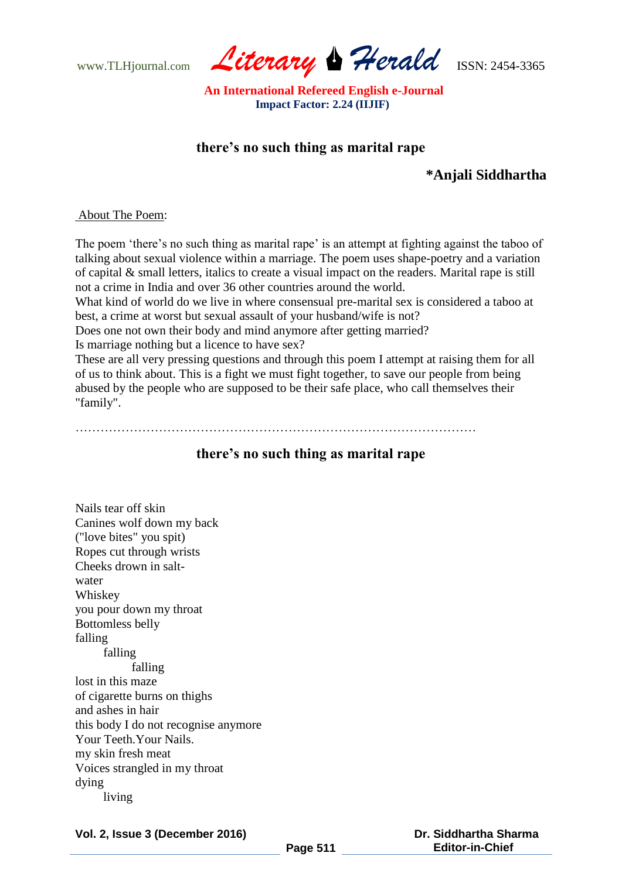# there's no such thing as marital rape

**\*Anjali Siddhartha**

About The Poem:

The poem 'there's no such thing as marital rape' is an attempt at fighting against the taboo of talking about sexual violence within a marriage. The poem uses shape-poetry and a variation of capital & small letters, italics to create a visual impact on the readers. Marital rape is still not a crime in India and over 36 other countries around the world.
What kind of world do we live in where consensual pre-marital sex is considered a taboo at best, a crime at worst but sexual assault of your husband/wife is not?
Does one not own their body and mind anymore after getting married?
Is marriage nothing but a licence to have sex?
These are all very pressing questions and through this poem I attempt at raising them for all of us to think about. This is a fight we must fight together, to save our people from being abused by the people who are supposed to be their safe place, who call themselves their "family".

………………………………………………………………………………………

## there's no such thing as marital rape

Nails tear off skin
Canines wolf down my back
("love bites" you spit)
Ropes cut through wrists
Cheeks drown in salt-
water
Whiskey
you pour down my throat
Bottomless belly
falling
&nbsp;&nbsp;&nbsp;&nbsp;&nbsp;&nbsp;&nbsp;&nbsp;falling
&nbsp;&nbsp;&nbsp;&nbsp;&nbsp;&nbsp;&nbsp;&nbsp;&nbsp;&nbsp;&nbsp;&nbsp;&nbsp;&nbsp;&nbsp;&nbsp;falling
lost in this maze
of cigarette burns on thighs
and ashes in hair
this body I do not recognise anymore
Your Teeth.Your Nails.
my skin fresh meat
Voices strangled in my throat
dying
&nbsp;&nbsp;&nbsp;&nbsp;&nbsp;&nbsp;&nbsp;&nbsp;living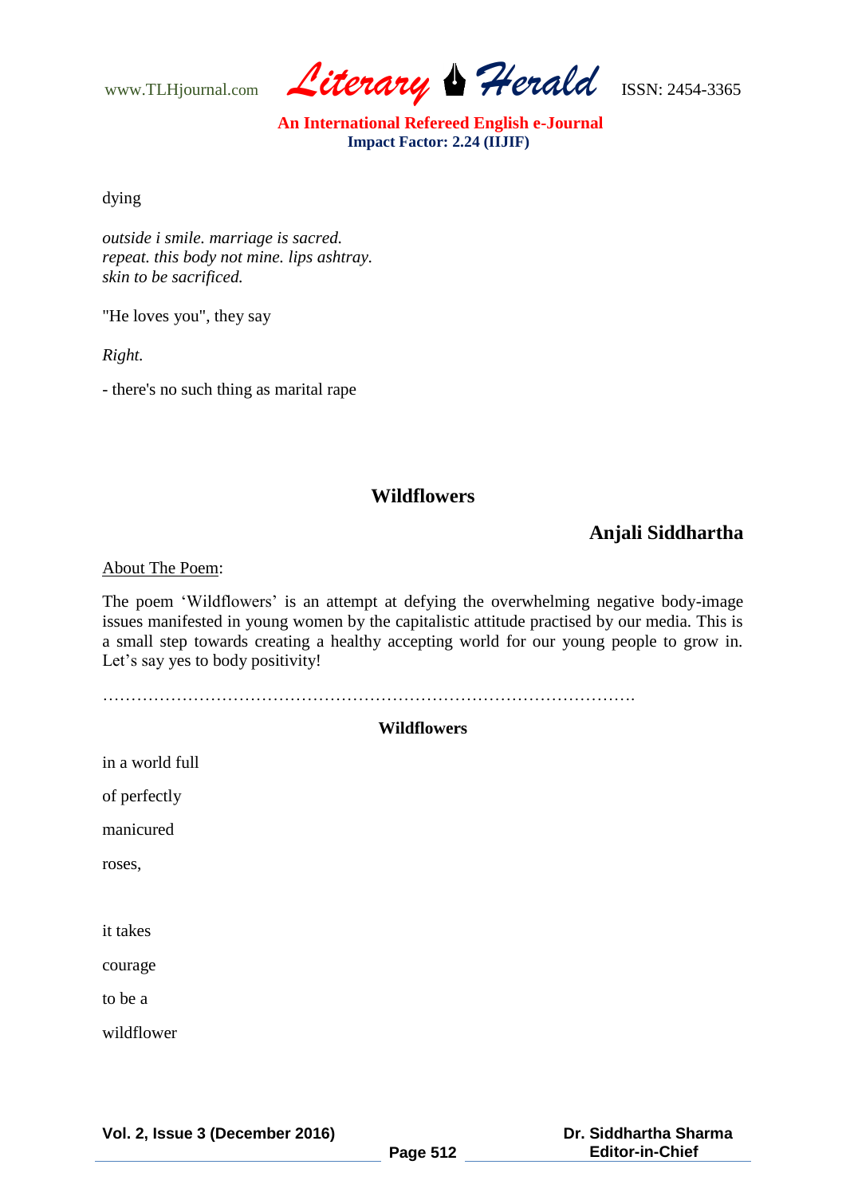dying

*outside i smile. marriage is sacred.*
*repeat. this body not mine. lips ashtray.*
*skin to be sacrificed.*

"He loves you", they say

*Right.*

- there's no such thing as marital rape

## Wildflowers

**Anjali Siddhartha**

About The Poem:

The poem 'Wildflowers' is an attempt at defying the overwhelming negative body-image issues manifested in young women by the capitalistic attitude practised by our media. This is a small step towards creating a healthy accepting world for our young people to grow in. Let's say yes to body positivity!

…………………………………………………………………………………….

### Wildflowers

in a world full

of perfectly

manicured

roses,

it takes

courage

to be a

wildflower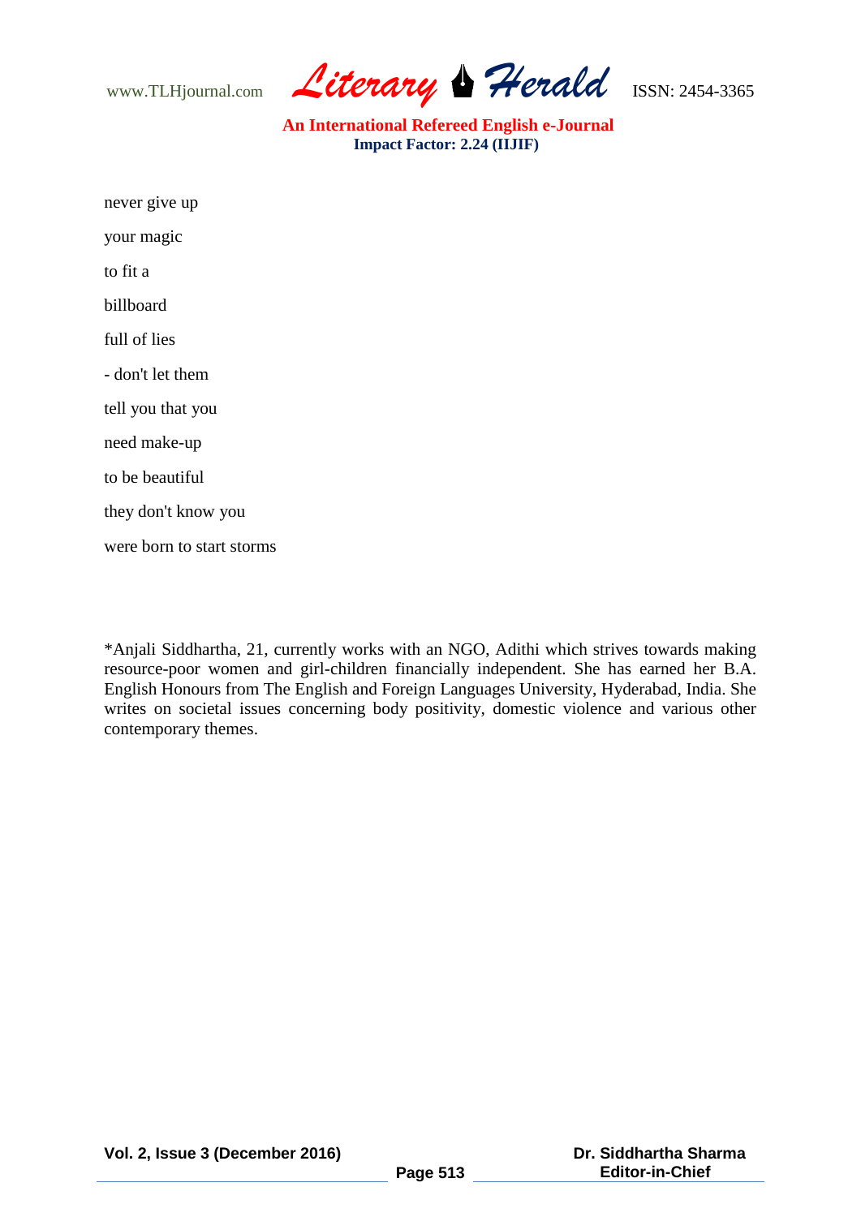never give up

your magic

to fit a

billboard

full of lies

- don't let them

tell you that you

need make-up

to be beautiful

they don't know you

were born to start storms

*Anjali Siddhartha, 21, currently works with an NGO, Adithi which strives towards making resource-poor women and girl-children financially independent. She has earned her B.A. English Honours from The English and Foreign Languages University, Hyderabad, India. She writes on societal issues concerning body positivity, domestic violence and various other contemporary themes.